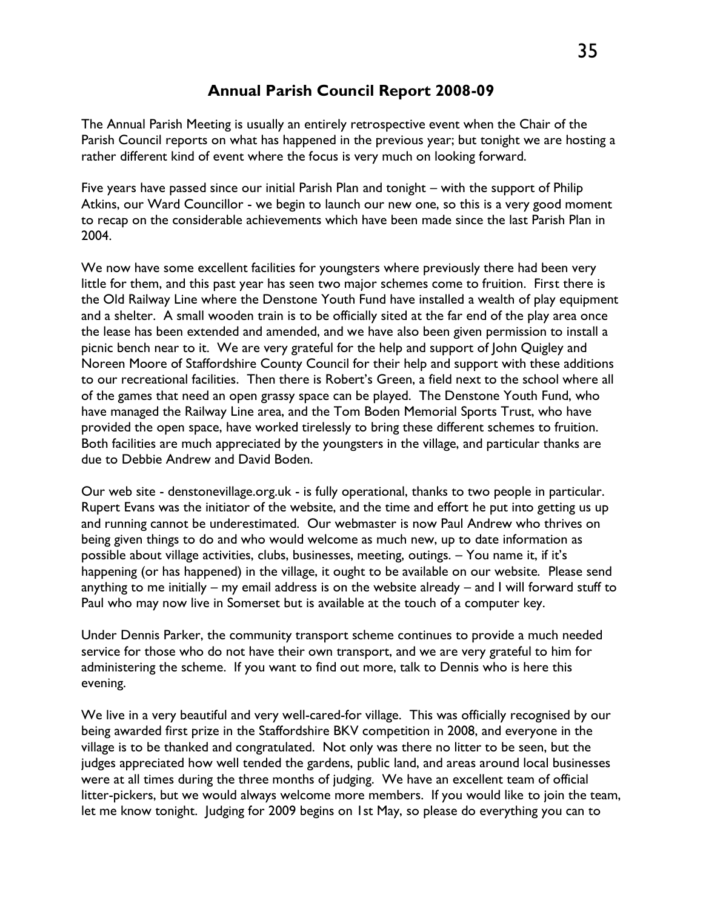# Annual Parish Council Report 2008-09

The Annual Parish Meeting is usually an entirely retrospective event when the Chair of the Parish Council reports on what has happened in the previous year; but tonight we are hosting a rather different kind of event where the focus is very much on looking forward.

Five years have passed since our initial Parish Plan and tonight – with the support of Philip Atkins, our Ward Councillor - we begin to launch our new one, so this is a very good moment to recap on the considerable achievements which have been made since the last Parish Plan in 2004.

We now have some excellent facilities for youngsters where previously there had been very little for them, and this past year has seen two major schemes come to fruition. First there is the Old Railway Line where the Denstone Youth Fund have installed a wealth of play equipment and a shelter. A small wooden train is to be officially sited at the far end of the play area once the lease has been extended and amended, and we have also been given permission to install a picnic bench near to it. We are very grateful for the help and support of John Quigley and Noreen Moore of Staffordshire County Council for their help and support with these additions to our recreational facilities. Then there is Robert's Green, a field next to the school where all of the games that need an open grassy space can be played. The Denstone Youth Fund, who have managed the Railway Line area, and the Tom Boden Memorial Sports Trust, who have provided the open space, have worked tirelessly to bring these different schemes to fruition. Both facilities are much appreciated by the youngsters in the village, and particular thanks are due to Debbie Andrew and David Boden.

Our web site - denstonevillage.org.uk - is fully operational, thanks to two people in particular. Rupert Evans was the initiator of the website, and the time and effort he put into getting us up and running cannot be underestimated. Our webmaster is now Paul Andrew who thrives on being given things to do and who would welcome as much new, up to date information as possible about village activities, clubs, businesses, meeting, outings. – You name it, if it's happening (or has happened) in the village, it ought to be available on our website. Please send anything to me initially – my email address is on the website already – and I will forward stuff to Paul who may now live in Somerset but is available at the touch of a computer key.

Under Dennis Parker, the community transport scheme continues to provide a much needed service for those who do not have their own transport, and we are very grateful to him for administering the scheme. If you want to find out more, talk to Dennis who is here this evening.

We live in a very beautiful and very well-cared-for village. This was officially recognised by our being awarded first prize in the Staffordshire BKV competition in 2008, and everyone in the village is to be thanked and congratulated. Not only was there no litter to be seen, but the judges appreciated how well tended the gardens, public land, and areas around local businesses were at all times during the three months of judging. We have an excellent team of official litter-pickers, but we would always welcome more members. If you would like to join the team, let me know tonight. Judging for 2009 begins on 1st May, so please do everything you can to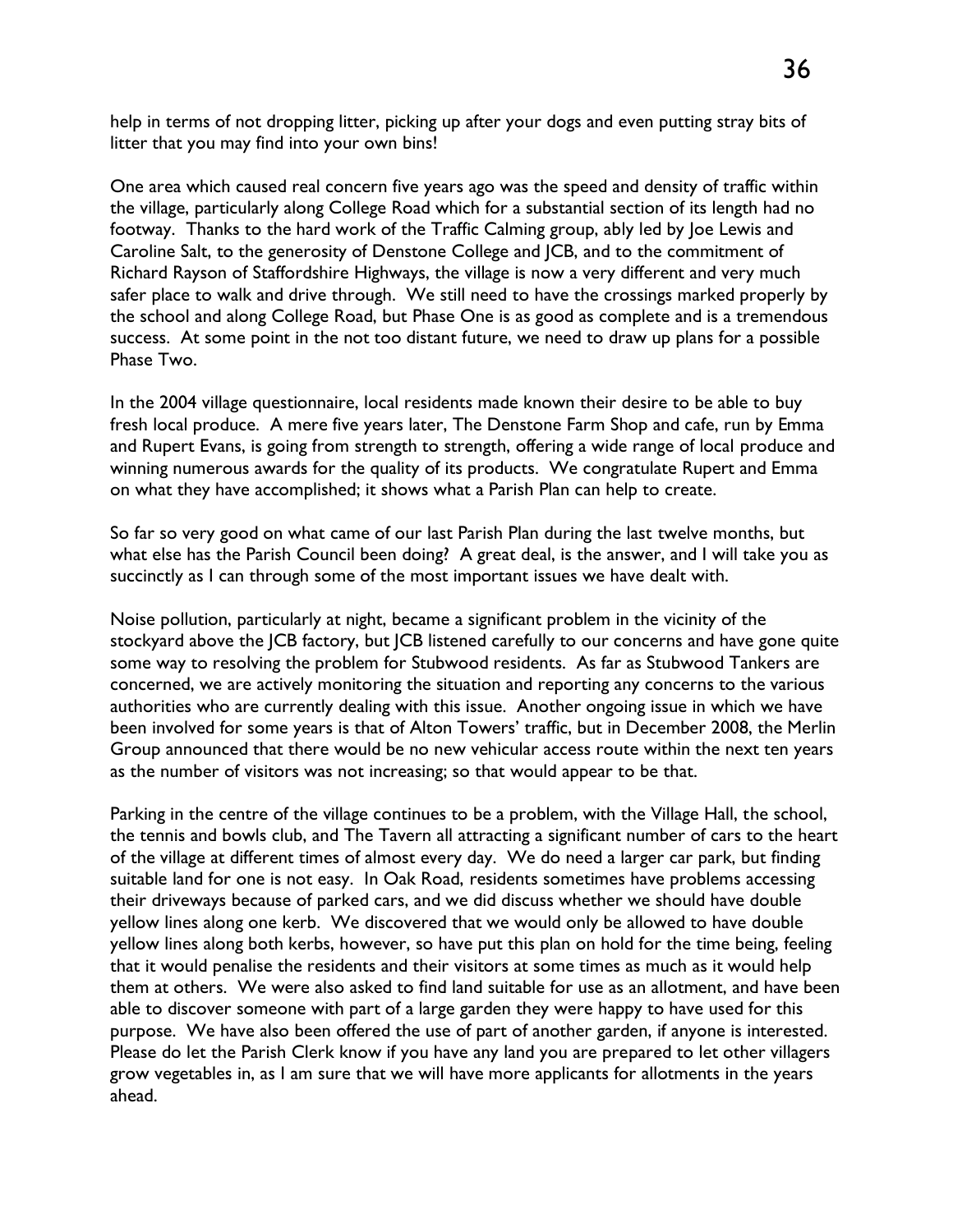help in terms of not dropping litter, picking up after your dogs and even putting stray bits of litter that you may find into your own bins!

One area which caused real concern five years ago was the speed and density of traffic within the village, particularly along College Road which for a substantial section of its length had no footway. Thanks to the hard work of the Traffic Calming group, ably led by Joe Lewis and Caroline Salt, to the generosity of Denstone College and JCB, and to the commitment of Richard Rayson of Staffordshire Highways, the village is now a very different and very much safer place to walk and drive through. We still need to have the crossings marked properly by the school and along College Road, but Phase One is as good as complete and is a tremendous success. At some point in the not too distant future, we need to draw up plans for a possible Phase Two.

In the 2004 village questionnaire, local residents made known their desire to be able to buy fresh local produce. A mere five years later, The Denstone Farm Shop and cafe, run by Emma and Rupert Evans, is going from strength to strength, offering a wide range of local produce and winning numerous awards for the quality of its products. We congratulate Rupert and Emma on what they have accomplished; it shows what a Parish Plan can help to create.

So far so very good on what came of our last Parish Plan during the last twelve months, but what else has the Parish Council been doing? A great deal, is the answer, and I will take you as succinctly as I can through some of the most important issues we have dealt with.

Noise pollution, particularly at night, became a significant problem in the vicinity of the stockyard above the JCB factory, but JCB listened carefully to our concerns and have gone quite some way to resolving the problem for Stubwood residents. As far as Stubwood Tankers are concerned, we are actively monitoring the situation and reporting any concerns to the various authorities who are currently dealing with this issue. Another ongoing issue in which we have been involved for some years is that of Alton Towers' traffic, but in December 2008, the Merlin Group announced that there would be no new vehicular access route within the next ten years as the number of visitors was not increasing; so that would appear to be that.

Parking in the centre of the village continues to be a problem, with the Village Hall, the school, the tennis and bowls club, and The Tavern all attracting a significant number of cars to the heart of the village at different times of almost every day. We do need a larger car park, but finding suitable land for one is not easy. In Oak Road, residents sometimes have problems accessing their driveways because of parked cars, and we did discuss whether we should have double yellow lines along one kerb. We discovered that we would only be allowed to have double yellow lines along both kerbs, however, so have put this plan on hold for the time being, feeling that it would penalise the residents and their visitors at some times as much as it would help them at others. We were also asked to find land suitable for use as an allotment, and have been able to discover someone with part of a large garden they were happy to have used for this purpose. We have also been offered the use of part of another garden, if anyone is interested. Please do let the Parish Clerk know if you have any land you are prepared to let other villagers grow vegetables in, as I am sure that we will have more applicants for allotments in the years ahead.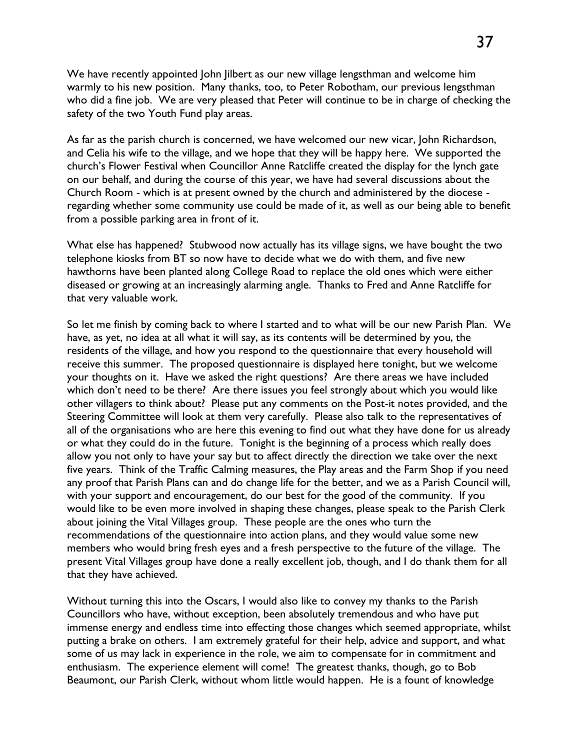We have recently appointed John Jilbert as our new village lengsthman and welcome him warmly to his new position. Many thanks, too, to Peter Robotham, our previous lengsthman who did a fine job. We are very pleased that Peter will continue to be in charge of checking the safety of the two Youth Fund play areas.

As far as the parish church is concerned, we have welcomed our new vicar, John Richardson, and Celia his wife to the village, and we hope that they will be happy here. We supported the church's Flower Festival when Councillor Anne Ratcliffe created the display for the lynch gate on our behalf, and during the course of this year, we have had several discussions about the Church Room - which is at present owned by the church and administered by the diocese - regarding whether some community use could be made of it, as well as our being able to benefit from a possible parking area in front of it.

What else has happened? Stubwood now actually has its village signs, we have bought the two telephone kiosks from BT so now have to decide what we do with them, and five new hawthorns have been planted along College Road to replace the old ones which were either diseased or growing at an increasingly alarming angle. Thanks to Fred and Anne Ratcliffe for that very valuable work.

So let me finish by coming back to where I started and to what will be our new Parish Plan. We have, as yet, no idea at all what it will say, as its contents will be determined by you, the residents of the village, and how you respond to the questionnaire that every household will receive this summer. The proposed questionnaire is displayed here tonight, but we welcome your thoughts on it. Have we asked the right questions? Are there areas we have included which don't need to be there? Are there issues you feel strongly about which you would like other villagers to think about? Please put any comments on the Post-it notes provided, and the Steering Committee will look at them very carefully. Please also talk to the representatives of all of the organisations who are here this evening to find out what they have done for us already or what they could do in the future. Tonight is the beginning of a process which really does allow you not only to have your say but to affect directly the direction we take over the next five years. Think of the Traffic Calming measures, the Play areas and the Farm Shop if you need any proof that Parish Plans can and do change life for the better, and we as a Parish Council will, with your support and encouragement, do our best for the good of the community. If you would like to be even more involved in shaping these changes, please speak to the Parish Clerk about joining the Vital Villages group. These people are the ones who turn the recommendations of the questionnaire into action plans, and they would value some new members who would bring fresh eyes and a fresh perspective to the future of the village. The present Vital Villages group have done a really excellent job, though, and I do thank them for all that they have achieved.

Without turning this into the Oscars, I would also like to convey my thanks to the Parish Councillors who have, without exception, been absolutely tremendous and who have put immense energy and endless time into effecting those changes which seemed appropriate, whilst putting a brake on others. I am extremely grateful for their help, advice and support, and what some of us may lack in experience in the role, we aim to compensate for in commitment and enthusiasm. The experience element will come! The greatest thanks, though, go to Bob Beaumont, our Parish Clerk, without whom little would happen. He is a fount of knowledge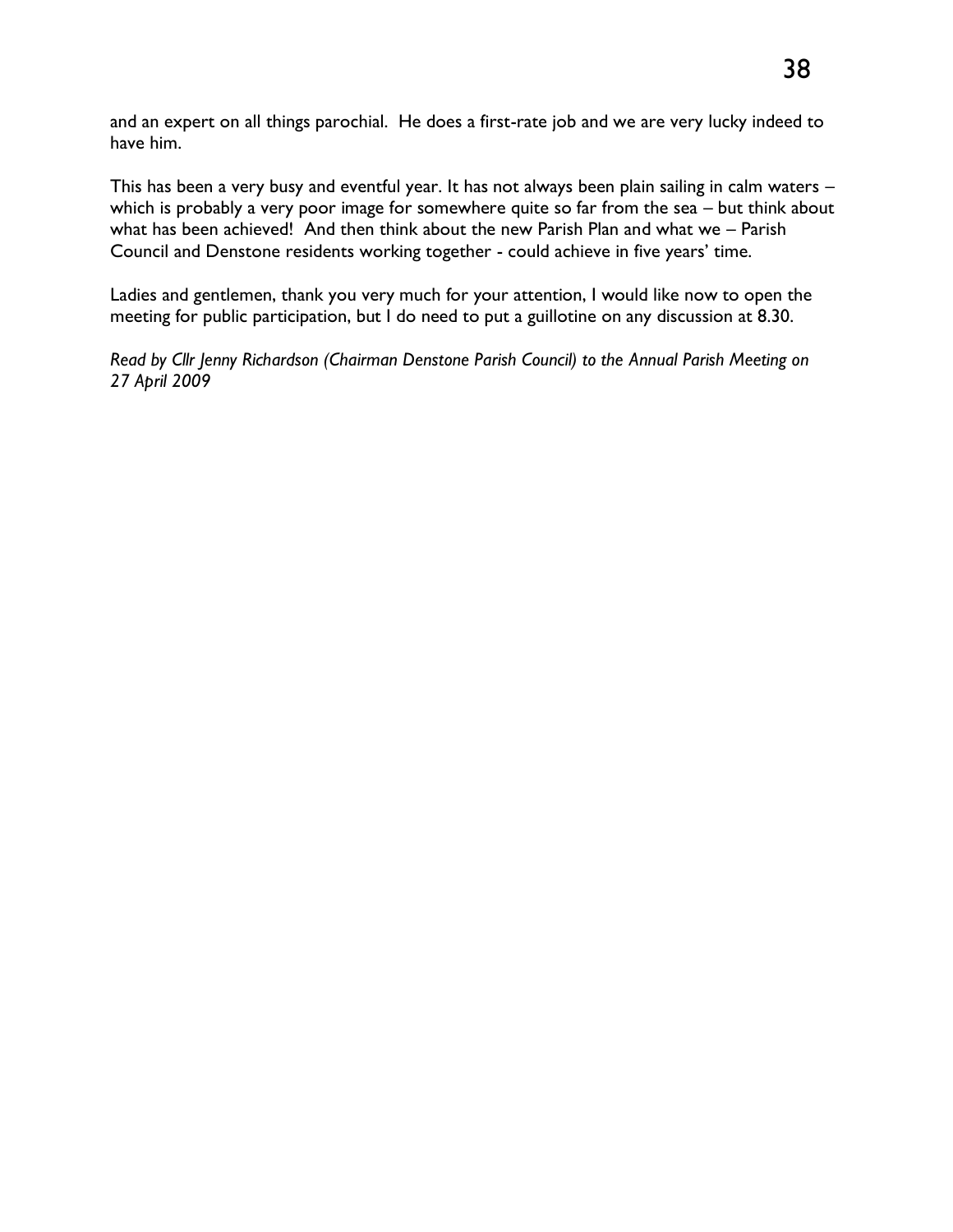and an expert on all things parochial. He does a first-rate job and we are very lucky indeed to have him.

This has been a very busy and eventful year. It has not always been plain sailing in calm waters – which is probably a very poor image for somewhere quite so far from the sea – but think about what has been achieved! And then think about the new Parish Plan and what we – Parish Council and Denstone residents working together - could achieve in five years' time.

Ladies and gentlemen, thank you very much for your attention, I would like now to open the meeting for public participation, but I do need to put a guillotine on any discussion at 8.30.

*Read by Cllr Jenny Richardson (Chairman Denstone Parish Council) to the Annual Parish Meeting on 27 April 2009*